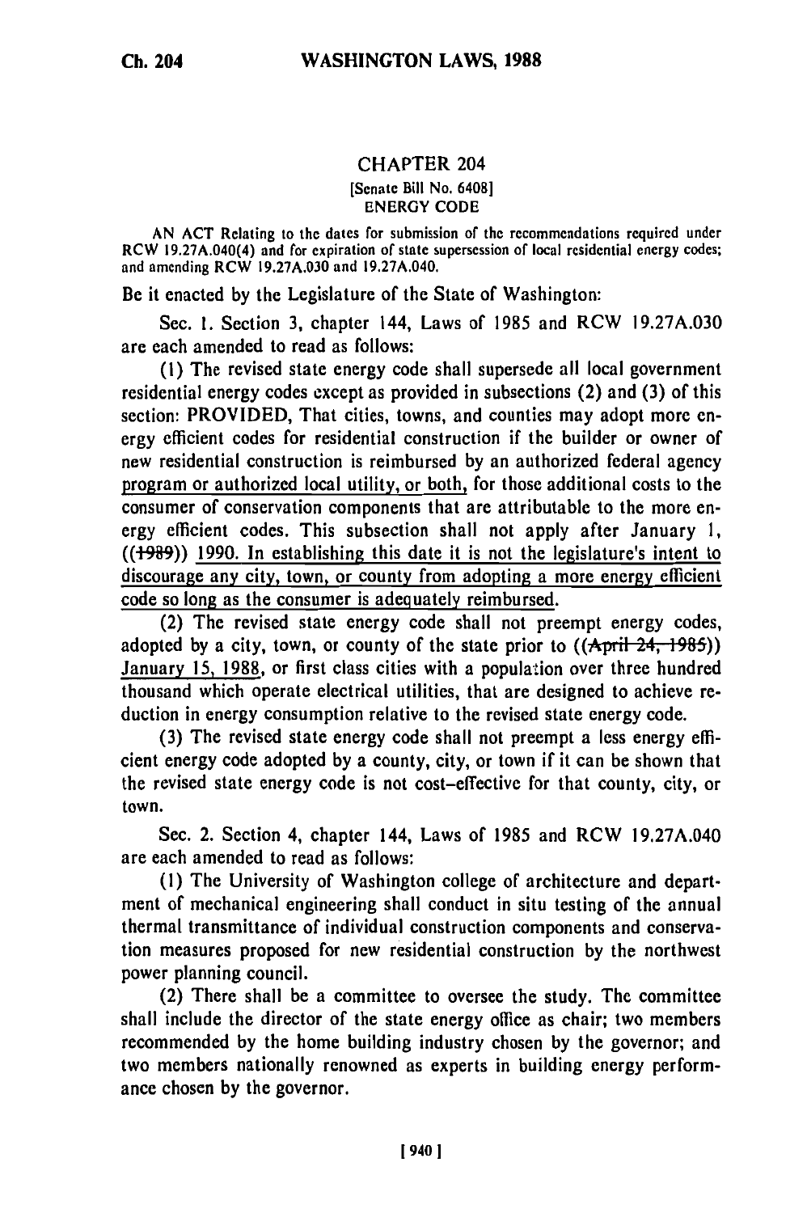# CHAPTER 204

[Senate Bill No. 6408]

ENERGY CODE

AN ACT Relating to the dates for submission of the recommendations required under RCW 19.27A.040(4) and for expiration of state supersession of local residential energy codes; and amending RCW 19.27A.030 and 19.27A.040.

Be it enacted by the Legislature of the State of Washington:

Sec. 1. Section 3, chapter 144, Laws of 1985 and RCW 19.27A.030 are each amended to read as follows:

(1) The revised state energy code shall supersede all local government residential energy codes except as provided in subsections (2) and (3) of this section: PROVIDED, That cities, towns, and counties may adopt more energy efficient codes for residential construction if the builder or owner of new residential construction is reimbursed by an authorized federal agency program or authorized local utility, or both, for those additional costs to the consumer of conservation components that are attributable to the more energy efficient codes. This subsection shall not apply after January 1, ((~~1989~~)) 1990. In establishing this date it is not the legislature's intent to discourage any city, town, or county from adopting a more energy efficient code so long as the consumer is adequately reimbursed.

(2) The revised state energy code shall not preempt energy codes, adopted by a city, town, or county of the state prior to ((~~April 24, 1985~~)) January 15, 1988, or first class cities with a population over three hundred thousand which operate electrical utilities, that are designed to achieve reduction in energy consumption relative to the revised state energy code.

(3) The revised state energy code shall not preempt a less energy efficient energy code adopted by a county, city, or town if it can be shown that the revised state energy code is not cost-effective for that county, city, or town.

Sec. 2. Section 4, chapter 144, Laws of 1985 and RCW 19.27A.040 are each amended to read as follows:

(1) The University of Washington college of architecture and department of mechanical engineering shall conduct in situ testing of the annual thermal transmittance of individual construction components and conservation measures proposed for new residential construction by the northwest power planning council.

(2) There shall be a committee to oversee the study. The committee shall include the director of the state energy office as chair; two members recommended by the home building industry chosen by the governor; and two members nationally renowned as experts in building energy performance chosen by the governor.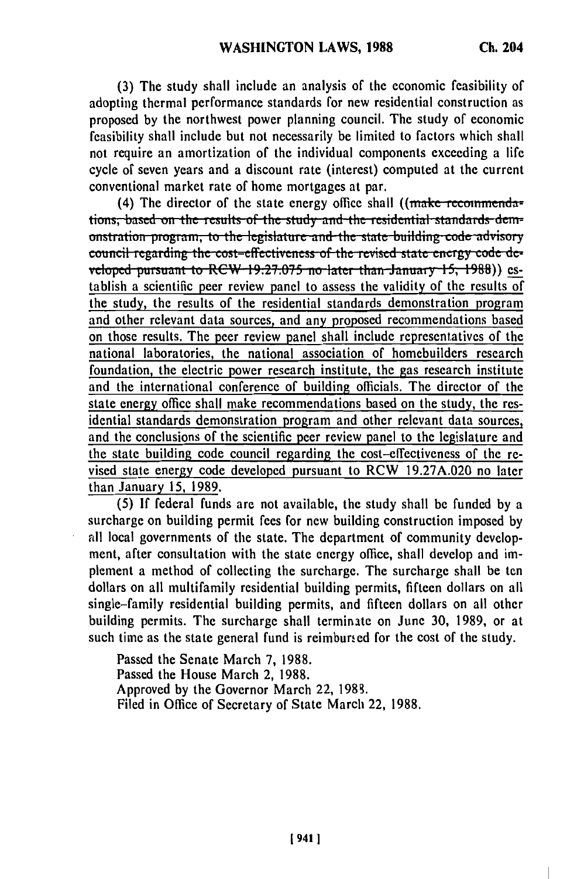(3) The study shall include an analysis of the economic feasibility of adopting thermal performance standards for new residential construction as proposed by the northwest power planning council. The study of economic feasibility shall include but not necessarily be limited to factors which shall not require an amortization of the individual components exceeding a life cycle of seven years and a discount rate (interest) computed at the current conventional market rate of home mortgages at par.

(4) The director of the state energy office shall ((~~make recommendations, based on the results of the study and the residential standards demonstration program, to the legislature and the state building code advisory council regarding the cost-effectiveness of the revised state energy code developed pursuant to RCW 19.27.075 no later than January 15, 1988~~)) establish a scientific peer review panel to assess the validity of the results of the study, the results of the residential standards demonstration program and other relevant data sources, and any proposed recommendations based on those results. The peer review panel shall include representatives of the national laboratories, the national association of homebuilders research foundation, the electric power research institute, the gas research institute and the international conference of building officials. The director of the state energy office shall make recommendations based on the study, the residential standards demonstration program and other relevant data sources, and the conclusions of the scientific peer review panel to the legislature and the state building code council regarding the cost-effectiveness of the revised state energy code developed pursuant to RCW 19.27A.020 no later than January 15, 1989.

(5) If federal funds are not available, the study shall be funded by a surcharge on building permit fees for new building construction imposed by all local governments of the state. The department of community development, after consultation with the state energy office, shall develop and implement a method of collecting the surcharge. The surcharge shall be ten dollars on all multifamily residential building permits, fifteen dollars on all single-family residential building permits, and fifteen dollars on all other building permits. The surcharge shall terminate on June 30, 1989, or at such time as the state general fund is reimbursed for the cost of the study.

Passed the Senate March 7, 1988.
Passed the House March 2, 1988.
Approved by the Governor March 22, 1988.
Filed in Office of Secretary of State March 22, 1988.